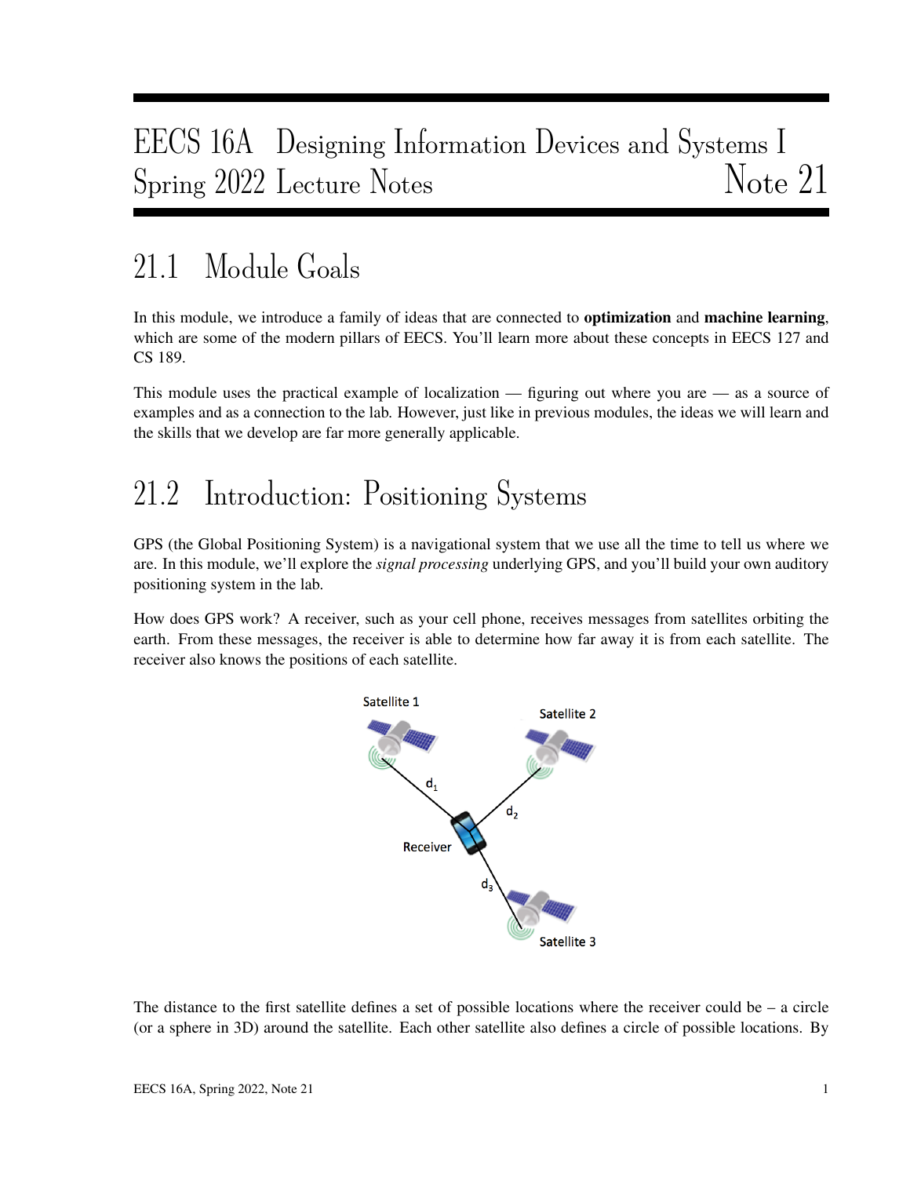# EECS 16A Designing Information Devices and Systems I
# Spring 2022 Lecture Notes — Note 21

## 21.1 Module Goals

In this module, we introduce a family of ideas that are connected to **optimization** and **machine learning**, which are some of the modern pillars of EECS. You'll learn more about these concepts in EECS 127 and CS 189.

This module uses the practical example of localization — figuring out where you are — as a source of examples and as a connection to the lab. However, just like in previous modules, the ideas we will learn and the skills that we develop are far more generally applicable.

## 21.2 Introduction: Positioning Systems

GPS (the Global Positioning System) is a navigational system that we use all the time to tell us where we are. In this module, we'll explore the *signal processing* underlying GPS, and you'll build your own auditory positioning system in the lab.

How does GPS work? A receiver, such as your cell phone, receives messages from satellites orbiting the earth. From these messages, the receiver is able to determine how far away it is from each satellite. The receiver also knows the positions of each satellite.

The distance to the first satellite defines a set of possible locations where the receiver could be – a circle (or a sphere in 3D) around the satellite. Each other satellite also defines a circle of possible locations. By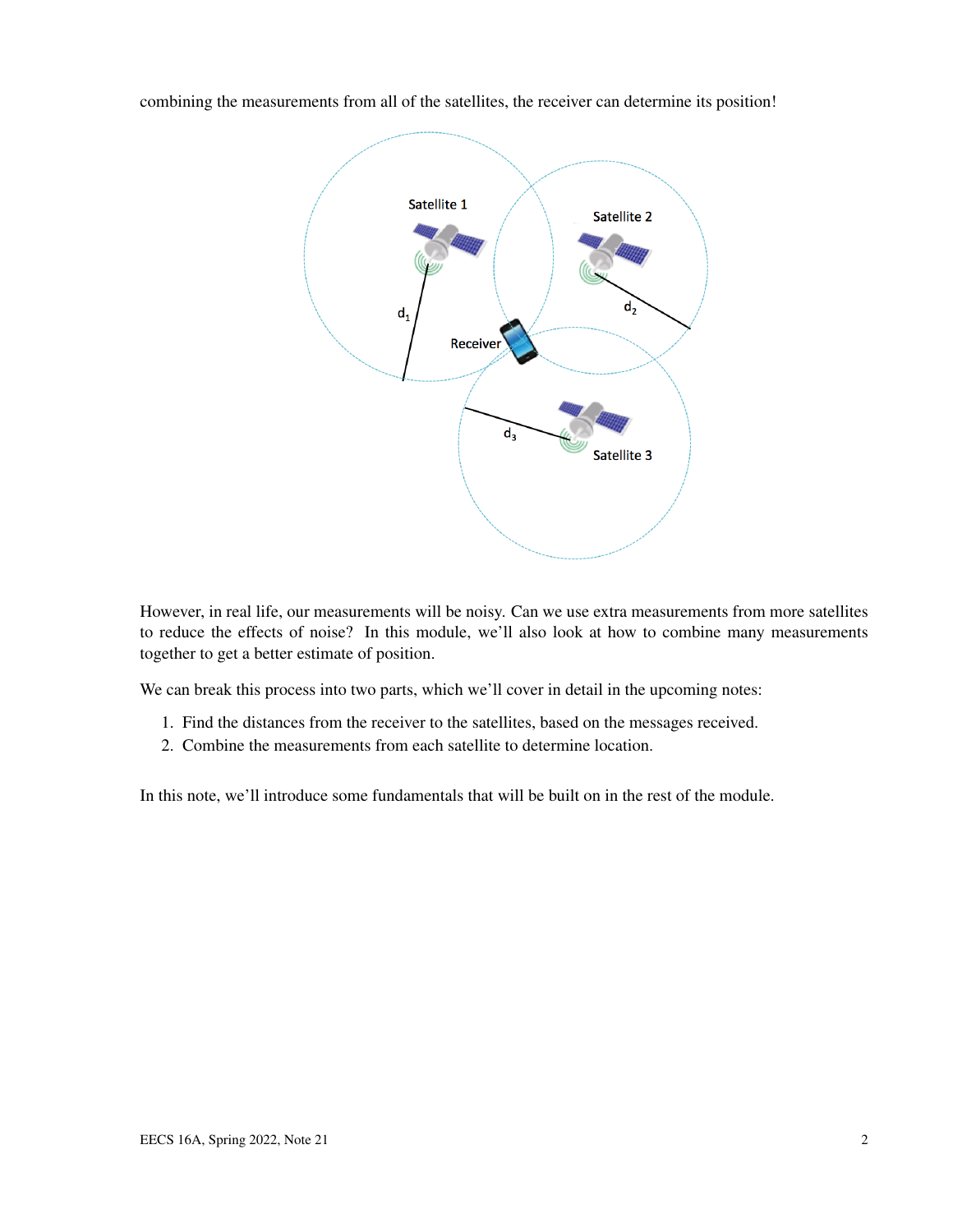combining the measurements from all of the satellites, the receiver can determine its position!

However, in real life, our measurements will be noisy. Can we use extra measurements from more satellites to reduce the effects of noise? In this module, we'll also look at how to combine many measurements together to get a better estimate of position.

We can break this process into two parts, which we'll cover in detail in the upcoming notes:

1. Find the distances from the receiver to the satellites, based on the messages received.
2. Combine the measurements from each satellite to determine location.

In this note, we'll introduce some fundamentals that will be built on in the rest of the module.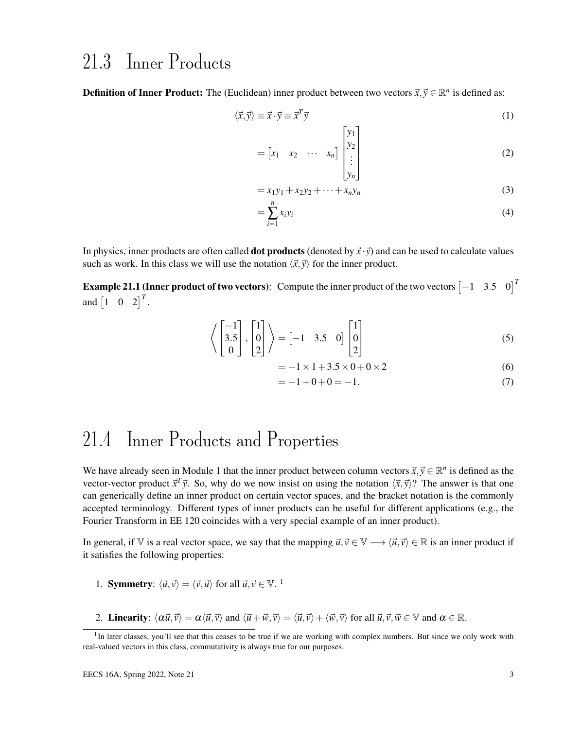## 21.3 Inner Products

**Definition of Inner Product:** The (Euclidean) inner product between two vectors $\vec{x}, \vec{y} \in \mathbb{R}^n$ is defined as:

$$
\begin{aligned}
\langle \vec{x}, \vec{y} \rangle &\equiv \vec{x} \cdot \vec{y} \equiv \vec{x}^T \vec{y} && (1) \\
&= \begin{bmatrix} x_1 & x_2 & \cdots & x_n \end{bmatrix} \begin{bmatrix} y_1 \\ y_2 \\ \vdots \\ y_n \end{bmatrix} && (2) \\
&= x_1 y_1 + x_2 y_2 + \cdots + x_n y_n && (3) \\
&= \sum_{i=1}^{n} x_i y_i && (4)
\end{aligned}
$$

In physics, inner products are often called **dot products** (denoted by $\vec{x} \cdot \vec{y}$) and can be used to calculate values such as work. In this class we will use the notation $\langle \vec{x}, \vec{y} \rangle$ for the inner product.

**Example 21.1 (Inner product of two vectors)**: Compute the inner product of the two vectors $\begin{bmatrix} -1 & 3.5 & 0 \end{bmatrix}^T$ and $\begin{bmatrix} 1 & 0 & 2 \end{bmatrix}^T$.

$$
\begin{aligned}
\left\langle \begin{bmatrix} -1 \\ 3.5 \\ 0 \end{bmatrix}, \begin{bmatrix} 1 \\ 0 \\ 2 \end{bmatrix} \right\rangle &= \begin{bmatrix} -1 & 3.5 & 0 \end{bmatrix} \begin{bmatrix} 1 \\ 0 \\ 2 \end{bmatrix} && (5) \\
&= -1 \times 1 + 3.5 \times 0 + 0 \times 2 && (6) \\
&= -1 + 0 + 0 = -1. && (7)
\end{aligned}
$$

## 21.4 Inner Products and Properties

We have already seen in Module 1 that the inner product between column vectors $\vec{x}, \vec{y} \in \mathbb{R}^n$ is defined as the vector-vector product $\vec{x}^T \vec{y}$. So, why do we now insist on using the notation $\langle \vec{x}, \vec{y} \rangle$? The answer is that one can generically define an inner product on certain vector spaces, and the bracket notation is the commonly accepted terminology. Different types of inner products can be useful for different applications (e.g., the Fourier Transform in EE 120 coincides with a very special example of an inner product).

In general, if $\mathbb{V}$ is a real vector space, we say that the mapping $\vec{u}, \vec{v} \in \mathbb{V} \longrightarrow \langle \vec{u}, \vec{v} \rangle \in \mathbb{R}$ is an inner product if it satisfies the following properties:

1. **Symmetry**: $\langle \vec{u}, \vec{v} \rangle = \langle \vec{v}, \vec{u} \rangle$ for all $\vec{u}, \vec{v} \in \mathbb{V}$. [1]

2. **Linearity**: $\langle \alpha \vec{u}, \vec{v} \rangle = \alpha \langle \vec{u}, \vec{v} \rangle$ and $\langle \vec{u} + \vec{w}, \vec{v} \rangle = \langle \vec{u}, \vec{v} \rangle + \langle \vec{w}, \vec{v} \rangle$ for all $\vec{u}, \vec{v}, \vec{w} \in \mathbb{V}$ and $\alpha \in \mathbb{R}$.

[1] In later classes, you'll see that this ceases to be true if we are working with complex numbers. But since we only work with real-valued vectors in this class, commutativity is always true for our purposes.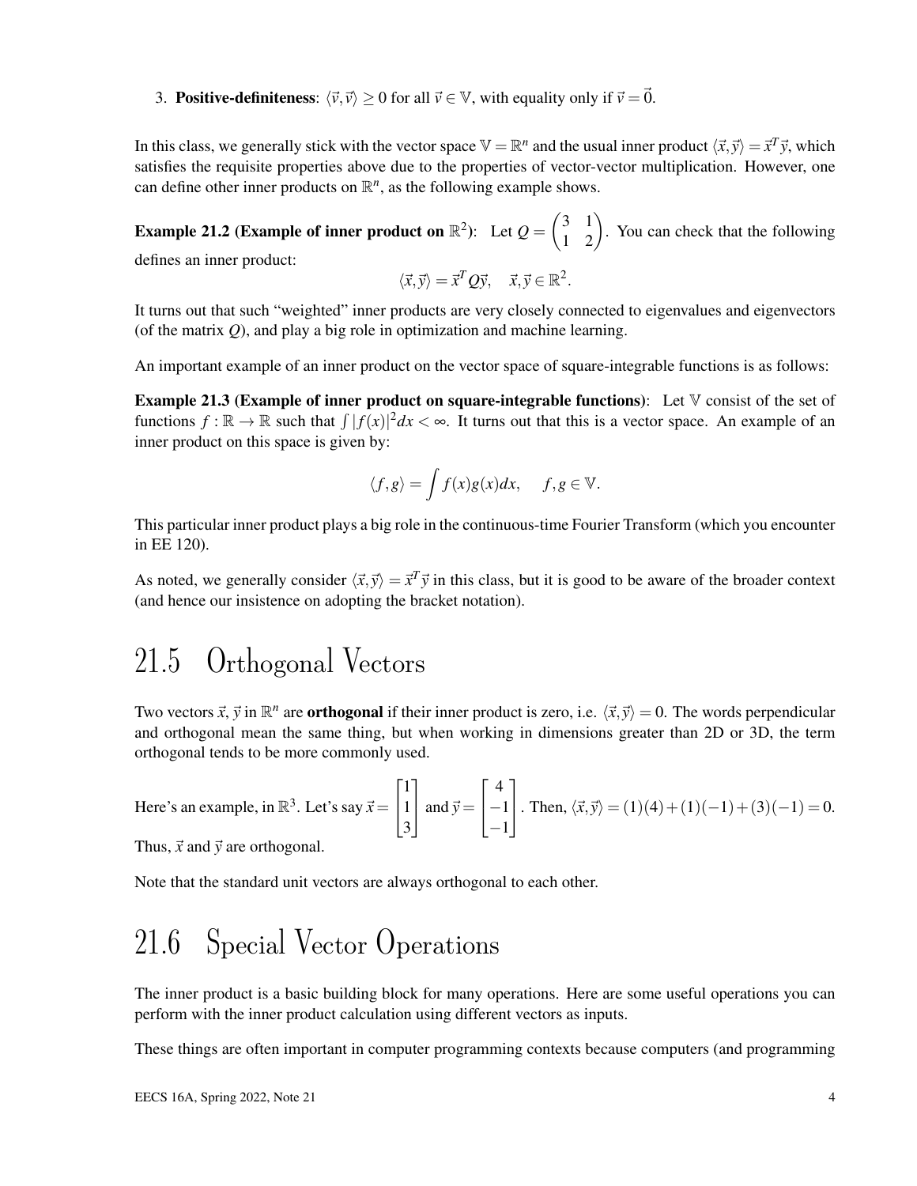3. **Positive-definiteness**: $\langle \vec{v}, \vec{v} \rangle \geq 0$ for all $\vec{v} \in \mathbb{V}$, with equality only if $\vec{v} = \vec{0}$.

In this class, we generally stick with the vector space $\mathbb{V} = \mathbb{R}^n$ and the usual inner product $\langle \vec{x}, \vec{y} \rangle = \vec{x}^T \vec{y}$, which satisfies the requisite properties above due to the properties of vector-vector multiplication. However, one can define other inner products on $\mathbb{R}^n$, as the following example shows.

**Example 21.2 (Example of inner product on $\mathbb{R}^2$)**: Let $Q = \begin{pmatrix} 3 & 1 \\ 1 & 2 \end{pmatrix}$. You can check that the following defines an inner product:

$$\langle \vec{x}, \vec{y} \rangle = \vec{x}^T Q \vec{y}, \quad \vec{x}, \vec{y} \in \mathbb{R}^2.$$

It turns out that such "weighted" inner products are very closely connected to eigenvalues and eigenvectors (of the matrix $Q$), and play a big role in optimization and machine learning.

An important example of an inner product on the vector space of square-integrable functions is as follows:

**Example 21.3 (Example of inner product on square-integrable functions)**: Let $\mathbb{V}$ consist of the set of functions $f : \mathbb{R} \to \mathbb{R}$ such that $\int |f(x)|^2 dx < \infty$. It turns out that this is a vector space. An example of an inner product on this space is given by:

$$\langle f, g \rangle = \int f(x) g(x) dx, \quad f, g \in \mathbb{V}.$$

This particular inner product plays a big role in the continuous-time Fourier Transform (which you encounter in EE 120).

As noted, we generally consider $\langle \vec{x}, \vec{y} \rangle = \vec{x}^T \vec{y}$ in this class, but it is good to be aware of the broader context (and hence our insistence on adopting the bracket notation).

# 21.5 Orthogonal Vectors

Two vectors $\vec{x}$, $\vec{y}$ in $\mathbb{R}^n$ are **orthogonal** if their inner product is zero, i.e. $\langle \vec{x}, \vec{y} \rangle = 0$. The words perpendicular and orthogonal mean the same thing, but when working in dimensions greater than 2D or 3D, the term orthogonal tends to be more commonly used.

Here's an example, in $\mathbb{R}^3$. Let's say $\vec{x} = \begin{bmatrix} 1 \\ 1 \\ 3 \end{bmatrix}$ and $\vec{y} = \begin{bmatrix} 4 \\ -1 \\ -1 \end{bmatrix}$. Then, $\langle \vec{x}, \vec{y} \rangle = (1)(4) + (1)(-1) + (3)(-1) = 0$. Thus, $\vec{x}$ and $\vec{y}$ are orthogonal.

Note that the standard unit vectors are always orthogonal to each other.

# 21.6 Special Vector Operations

The inner product is a basic building block for many operations. Here are some useful operations you can perform with the inner product calculation using different vectors as inputs.

These things are often important in computer programming contexts because computers (and programming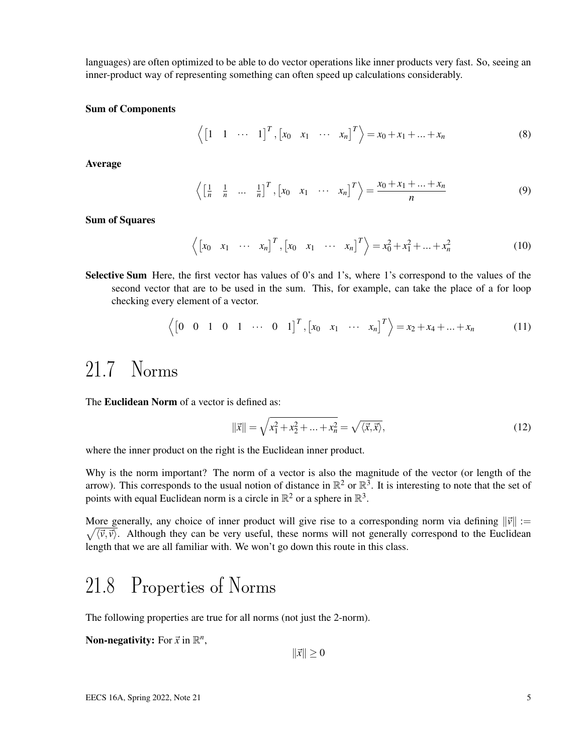languages) are often optimized to be able to do vector operations like inner products very fast. So, seeing an inner-product way of representing something can often speed up calculations considerably.

**Sum of Components**

$$\left\langle \begin{bmatrix} 1 & 1 & \cdots & 1 \end{bmatrix}^T, \begin{bmatrix} x_0 & x_1 & \cdots & x_n \end{bmatrix}^T \right\rangle = x_0 + x_1 + \ldots + x_n \tag{8}$$

**Average**

$$\left\langle \begin{bmatrix} \frac{1}{n} & \frac{1}{n} & \ldots & \frac{1}{n} \end{bmatrix}^T, \begin{bmatrix} x_0 & x_1 & \cdots & x_n \end{bmatrix}^T \right\rangle = \frac{x_0 + x_1 + \ldots + x_n}{n} \tag{9}$$

**Sum of Squares**

$$\left\langle \begin{bmatrix} x_0 & x_1 & \cdots & x_n \end{bmatrix}^T, \begin{bmatrix} x_0 & x_1 & \cdots & x_n \end{bmatrix}^T \right\rangle = x_0^2 + x_1^2 + \ldots + x_n^2 \tag{10}$$

**Selective Sum** Here, the first vector has values of 0's and 1's, where 1's correspond to the values of the second vector that are to be used in the sum. This, for example, can take the place of a for loop checking every element of a vector.

$$\left\langle \begin{bmatrix} 0 & 0 & 1 & 0 & 1 & \cdots & 0 & 1 \end{bmatrix}^T, \begin{bmatrix} x_0 & x_1 & \cdots & x_n \end{bmatrix}^T \right\rangle = x_2 + x_4 + \ldots + x_n \tag{11}$$

# 21.7 Norms

The **Euclidean Norm** of a vector is defined as:

$$\|\vec{x}\| = \sqrt{x_1^2 + x_2^2 + \ldots + x_n^2} = \sqrt{\langle \vec{x}, \vec{x} \rangle}, \tag{12}$$

where the inner product on the right is the Euclidean inner product.

Why is the norm important? The norm of a vector is also the magnitude of the vector (or length of the arrow). This corresponds to the usual notion of distance in $\mathbb{R}^2$ or $\mathbb{R}^3$. It is interesting to note that the set of points with equal Euclidean norm is a circle in $\mathbb{R}^2$ or a sphere in $\mathbb{R}^3$.

More generally, any choice of inner product will give rise to a corresponding norm via defining $\|\vec{v}\| := \sqrt{\langle \vec{v}, \vec{v} \rangle}$. Although they can be very useful, these norms will not generally correspond to the Euclidean length that we are all familiar with. We won't go down this route in this class.

# 21.8 Properties of Norms

The following properties are true for all norms (not just the 2-norm).

**Non-negativity:** For $\vec{x}$ in $\mathbb{R}^n$,

$$\|\vec{x}\| \geq 0$$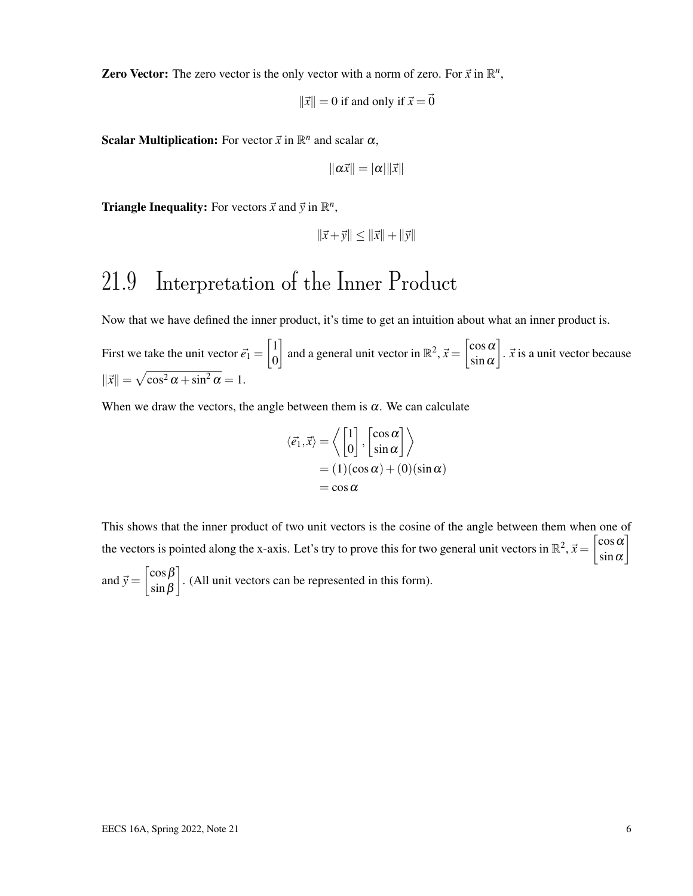**Zero Vector:** The zero vector is the only vector with a norm of zero. For $\vec{x}$ in $\mathbb{R}^n$,

$$\|\vec{x}\| = 0 \text{ if and only if } \vec{x} = \vec{0}$$

**Scalar Multiplication:** For vector $\vec{x}$ in $\mathbb{R}^n$ and scalar $\alpha$,

$$\|\alpha\vec{x}\| = |\alpha|\|\vec{x}\|$$

**Triangle Inequality:** For vectors $\vec{x}$ and $\vec{y}$ in $\mathbb{R}^n$,

$$\|\vec{x}+\vec{y}\| \leq \|\vec{x}\| + \|\vec{y}\|$$

## 21.9 Interpretation of the Inner Product

Now that we have defined the inner product, it's time to get an intuition about what an inner product is.

First we take the unit vector $\vec{e_1} = \begin{bmatrix} 1 \\ 0 \end{bmatrix}$ and a general unit vector in $\mathbb{R}^2$, $\vec{x} = \begin{bmatrix} \cos\alpha \\ \sin\alpha \end{bmatrix}$. $\vec{x}$ is a unit vector because $\|\vec{x}\| = \sqrt{\cos^2\alpha + \sin^2\alpha} = 1$.

When we draw the vectors, the angle between them is $\alpha$. We can calculate

$$\begin{aligned}
\langle \vec{e_1}, \vec{x} \rangle &= \left\langle \begin{bmatrix} 1 \\ 0 \end{bmatrix}, \begin{bmatrix} \cos\alpha \\ \sin\alpha \end{bmatrix} \right\rangle \\
&= (1)(\cos\alpha) + (0)(\sin\alpha) \\
&= \cos\alpha
\end{aligned}$$

This shows that the inner product of two unit vectors is the cosine of the angle between them when one of the vectors is pointed along the x-axis. Let's try to prove this for two general unit vectors in $\mathbb{R}^2$, $\vec{x} = \begin{bmatrix} \cos\alpha \\ \sin\alpha \end{bmatrix}$ and $\vec{y} = \begin{bmatrix} \cos\beta \\ \sin\beta \end{bmatrix}$. (All unit vectors can be represented in this form).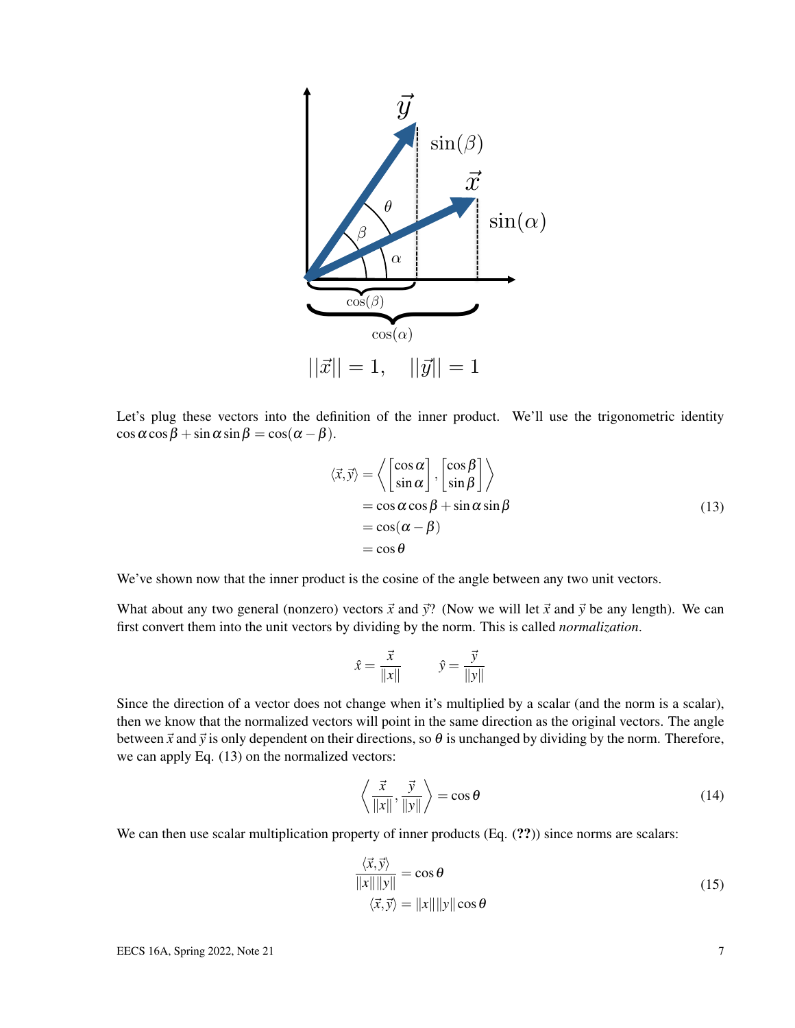Let's plug these vectors into the definition of the inner product. We'll use the trigonometric identity $\cos\alpha\cos\beta + \sin\alpha\sin\beta = \cos(\alpha-\beta)$.

$$
\begin{aligned}
\langle \vec{x}, \vec{y} \rangle &= \left\langle \begin{bmatrix} \cos\alpha \\ \sin\alpha \end{bmatrix}, \begin{bmatrix} \cos\beta \\ \sin\beta \end{bmatrix} \right\rangle \\
&= \cos\alpha\cos\beta + \sin\alpha\sin\beta \\
&= \cos(\alpha-\beta) \\
&= \cos\theta
\end{aligned}
\tag{13}
$$

We've shown now that the inner product is the cosine of the angle between any two unit vectors.

What about any two general (nonzero) vectors $\vec{x}$ and $\vec{y}$? (Now we will let $\vec{x}$ and $\vec{y}$ be any length). We can first convert them into the unit vectors by dividing by the norm. This is called *normalization*.

$$
\hat{x} = \frac{\vec{x}}{\|x\|} \qquad \hat{y} = \frac{\vec{y}}{\|y\|}
$$

Since the direction of a vector does not change when it's multiplied by a scalar (and the norm is a scalar), then we know that the normalized vectors will point in the same direction as the original vectors. The angle between $\vec{x}$ and $\vec{y}$ is only dependent on their directions, so $\theta$ is unchanged by dividing by the norm. Therefore, we can apply Eq. (13) on the normalized vectors:

$$
\left\langle \frac{\vec{x}}{\|x\|}, \frac{\vec{y}}{\|y\|} \right\rangle = \cos\theta \tag{14}
$$

We can then use scalar multiplication property of inner products (Eq. (**??**)) since norms are scalars:

$$
\begin{aligned}
\frac{\langle \vec{x}, \vec{y} \rangle}{\|x\|\|y\|} &= \cos\theta \\
\langle \vec{x}, \vec{y} \rangle &= \|x\|\|y\|\cos\theta
\end{aligned}
\tag{15}
$$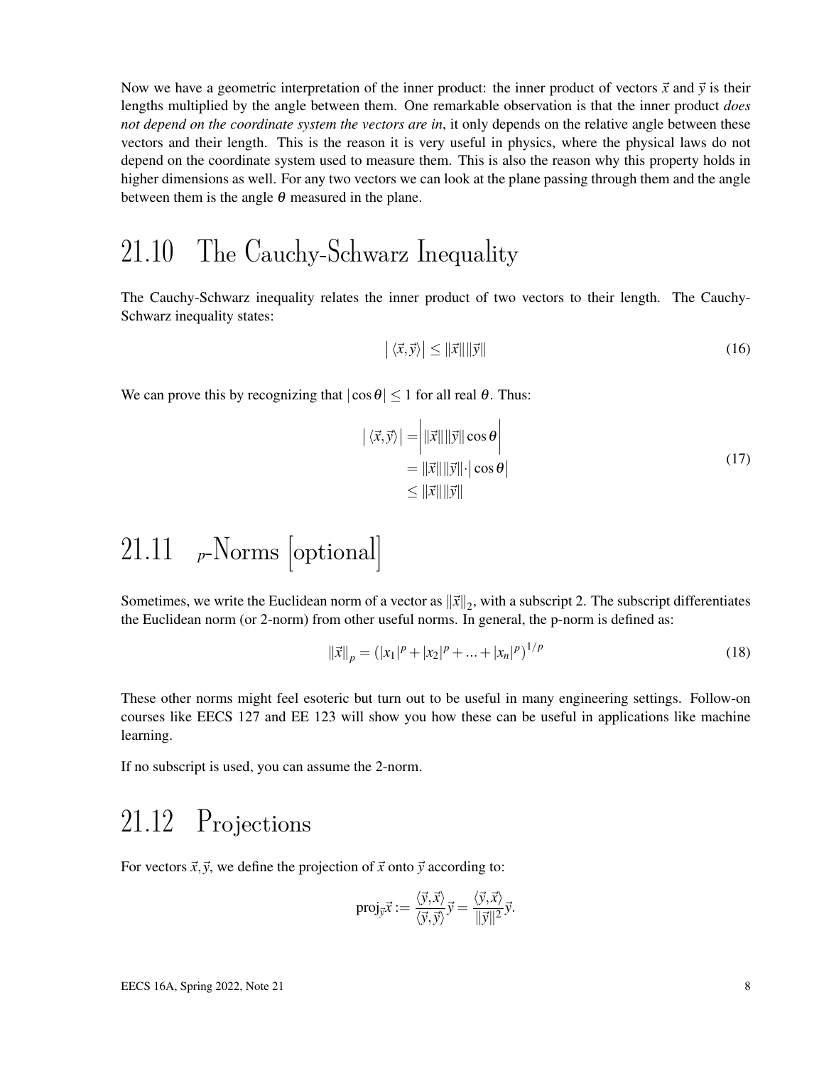Now we have a geometric interpretation of the inner product: the inner product of vectors $\vec{x}$ and $\vec{y}$ is their lengths multiplied by the angle between them. One remarkable observation is that the inner product *does not depend on the coordinate system the vectors are in*, it only depends on the relative angle between these vectors and their length. This is the reason it is very useful in physics, where the physical laws do not depend on the coordinate system used to measure them. This is also the reason why this property holds in higher dimensions as well. For any two vectors we can look at the plane passing through them and the angle between them is the angle $\theta$ measured in the plane.

## 21.10 The Cauchy-Schwarz Inequality

The Cauchy-Schwarz inequality relates the inner product of two vectors to their length. The Cauchy-Schwarz inequality states:

$$\left| \langle \vec{x}, \vec{y} \rangle \right| \leq \|\vec{x}\| \|\vec{y}\| \tag{16}$$

We can prove this by recognizing that $|\cos\theta| \leq 1$ for all real $\theta$. Thus:

$$\begin{aligned} \left| \langle \vec{x}, \vec{y} \rangle \right| &= \left| \|\vec{x}\| \|\vec{y}\| \cos\theta \right| \\ &= \|\vec{x}\| \|\vec{y}\| \cdot \left| \cos\theta \right| \\ &\leq \|\vec{x}\| \|\vec{y}\| \end{aligned} \tag{17}$$

## 21.11 $p$-Norms [optional]

Sometimes, we write the Euclidean norm of a vector as $\|\vec{x}\|_2$, with a subscript 2. The subscript differentiates the Euclidean norm (or 2-norm) from other useful norms. In general, the p-norm is defined as:

$$\|\vec{x}\|_p = \left( |x_1|^p + |x_2|^p + \ldots + |x_n|^p \right)^{1/p} \tag{18}$$

These other norms might feel esoteric but turn out to be useful in many engineering settings. Follow-on courses like EECS 127 and EE 123 will show you how these can be useful in applications like machine learning.

If no subscript is used, you can assume the 2-norm.

## 21.12 Projections

For vectors $\vec{x}, \vec{y}$, we define the projection of $\vec{x}$ onto $\vec{y}$ according to:

$$\text{proj}_{\vec{y}}\vec{x} := \frac{\langle \vec{y}, \vec{x} \rangle}{\langle \vec{y}, \vec{y} \rangle} \vec{y} = \frac{\langle \vec{y}, \vec{x} \rangle}{\|\vec{y}\|^2} \vec{y}.$$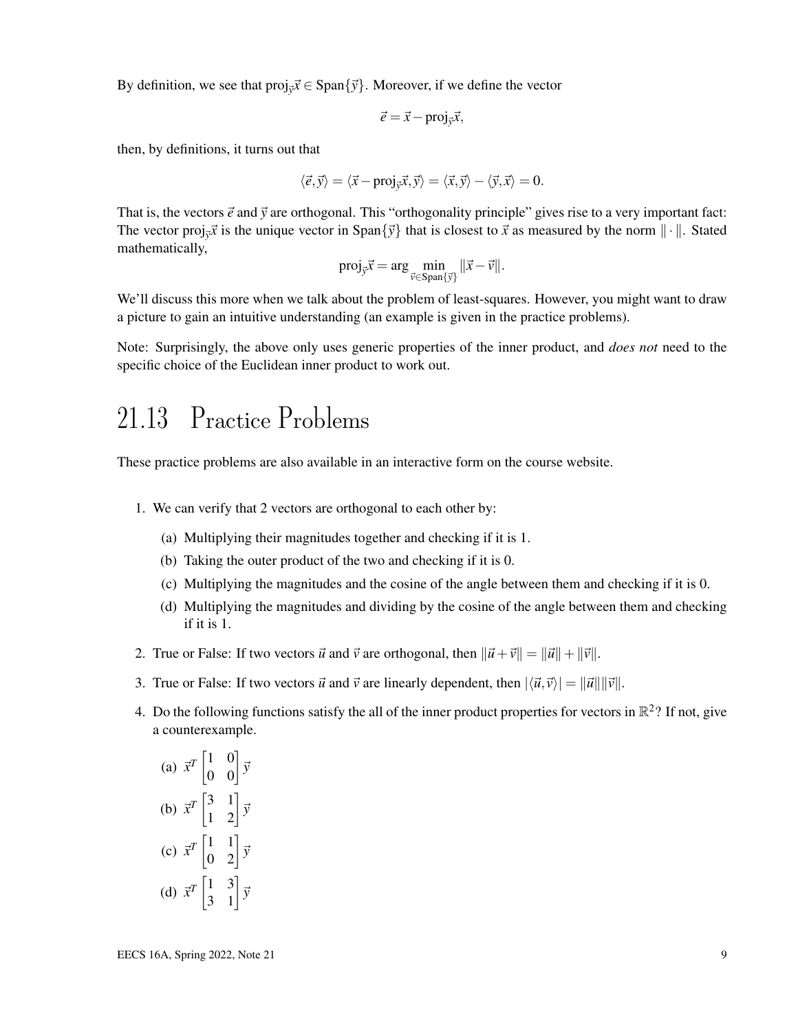By definition, we see that $\text{proj}_{\vec{y}}\vec{x} \in \text{Span}\{\vec{y}\}$. Moreover, if we define the vector

$$\vec{e} = \vec{x} - \text{proj}_{\vec{y}}\vec{x},$$

then, by definitions, it turns out that

$$\langle \vec{e}, \vec{y} \rangle = \langle \vec{x} - \text{proj}_{\vec{y}}\vec{x}, \vec{y} \rangle = \langle \vec{x}, \vec{y} \rangle - \langle \vec{y}, \vec{x} \rangle = 0.$$

That is, the vectors $\vec{e}$ and $\vec{y}$ are orthogonal. This "orthogonality principle" gives rise to a very important fact: The vector $\text{proj}_{\vec{y}}\vec{x}$ is the unique vector in $\text{Span}\{\vec{y}\}$ that is closest to $\vec{x}$ as measured by the norm $\|\cdot\|$. Stated mathematically,

$$\text{proj}_{\vec{y}}\vec{x} = \arg \min_{\vec{v} \in \text{Span}\{\vec{y}\}} \|\vec{x} - \vec{v}\|.$$

We'll discuss this more when we talk about the problem of least-squares. However, you might want to draw a picture to gain an intuitive understanding (an example is given in the practice problems).

Note: Surprisingly, the above only uses generic properties of the inner product, and *does not* need to the specific choice of the Euclidean inner product to work out.

# 21.13 Practice Problems

These practice problems are also available in an interactive form on the course website.

1. We can verify that 2 vectors are orthogonal to each other by:
   (a) Multiplying their magnitudes together and checking if it is 1.
   (b) Taking the outer product of the two and checking if it is 0.
   (c) Multiplying the magnitudes and the cosine of the angle between them and checking if it is 0.
   (d) Multiplying the magnitudes and dividing by the cosine of the angle between them and checking if it is 1.

2. True or False: If two vectors $\vec{u}$ and $\vec{v}$ are orthogonal, then $\|\vec{u} + \vec{v}\| = \|\vec{u}\| + \|\vec{v}\|$.

3. True or False: If two vectors $\vec{u}$ and $\vec{v}$ are linearly dependent, then $|\langle \vec{u}, \vec{v} \rangle| = \|\vec{u}\|\|\vec{v}\|$.

4. Do the following functions satisfy the all of the inner product properties for vectors in $\mathbb{R}^2$? If not, give a counterexample.
   (a) $\vec{x}^T \begin{bmatrix} 1 & 0 \\ 0 & 0 \end{bmatrix} \vec{y}$
   (b) $\vec{x}^T \begin{bmatrix} 3 & 1 \\ 1 & 2 \end{bmatrix} \vec{y}$
   (c) $\vec{x}^T \begin{bmatrix} 1 & 1 \\ 0 & 2 \end{bmatrix} \vec{y}$
   (d) $\vec{x}^T \begin{bmatrix} 1 & 3 \\ 3 & 1 \end{bmatrix} \vec{y}$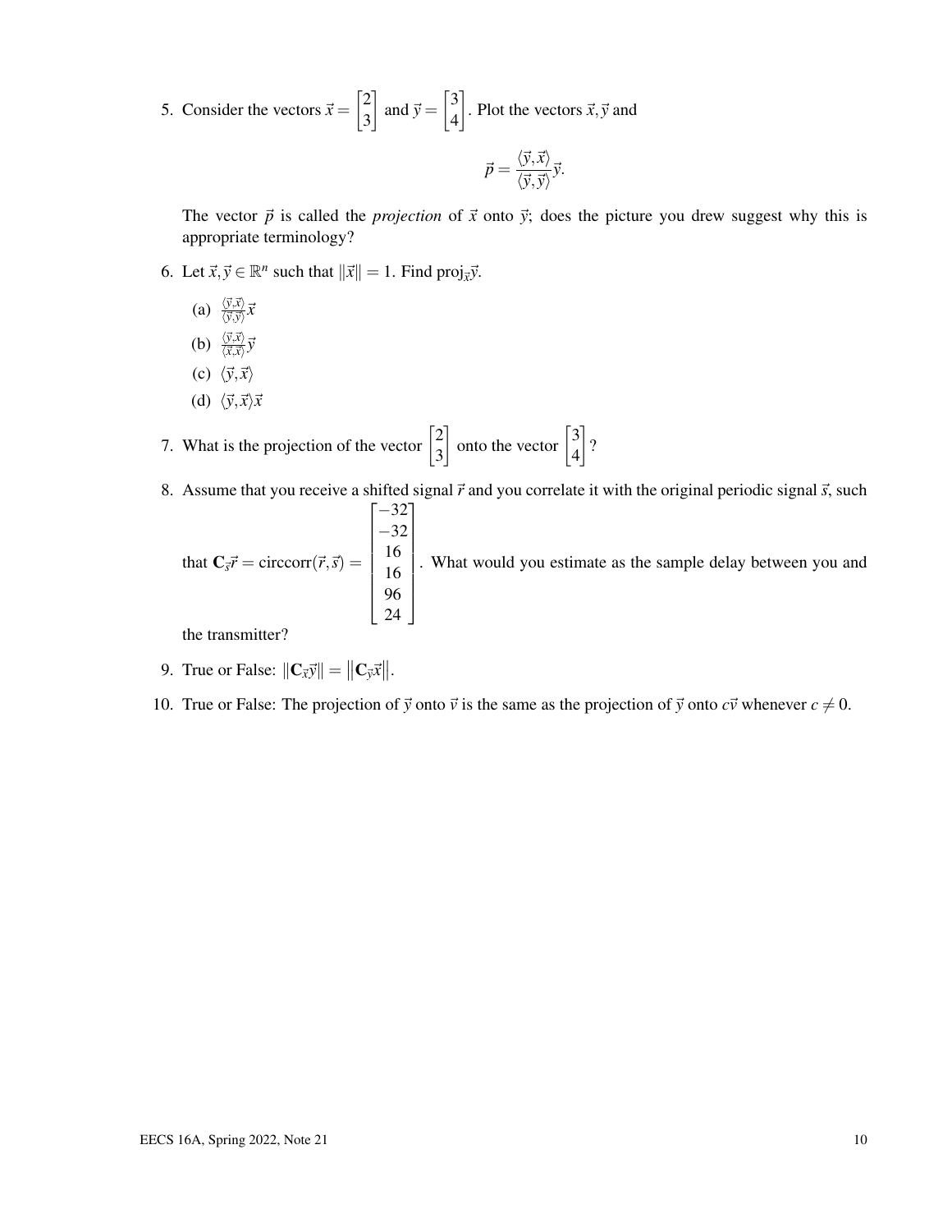5. Consider the vectors $\vec{x} = \begin{bmatrix} 2 \\ 3 \end{bmatrix}$ and $\vec{y} = \begin{bmatrix} 3 \\ 4 \end{bmatrix}$. Plot the vectors $\vec{x}, \vec{y}$ and

$$\vec{p} = \frac{\langle \vec{y}, \vec{x} \rangle}{\langle \vec{y}, \vec{y} \rangle} \vec{y}.$$

   The vector $\vec{p}$ is called the *projection* of $\vec{x}$ onto $\vec{y}$; does the picture you drew suggest why this is appropriate terminology?

6. Let $\vec{x}, \vec{y} \in \mathbb{R}^n$ such that $\|\vec{x}\| = 1$. Find $\text{proj}_{\vec{x}} \vec{y}$.

   (a) $\frac{\langle \vec{y}, \vec{x} \rangle}{\langle \vec{y}, \vec{y} \rangle} \vec{x}$

   (b) $\frac{\langle \vec{y}, \vec{x} \rangle}{\langle \vec{x}, \vec{x} \rangle} \vec{y}$

   (c) $\langle \vec{y}, \vec{x} \rangle$

   (d) $\langle \vec{y}, \vec{x} \rangle \vec{x}$

7. What is the projection of the vector $\begin{bmatrix} 2 \\ 3 \end{bmatrix}$ onto the vector $\begin{bmatrix} 3 \\ 4 \end{bmatrix}$?

8. Assume that you receive a shifted signal $\vec{r}$ and you correlate it with the original periodic signal $\vec{s}$, such that $\mathbf{C}_{\vec{s}} \vec{r} = \text{circcorr}(\vec{r}, \vec{s}) = \begin{bmatrix} -32 \\ -32 \\ 16 \\ 16 \\ 96 \\ 24 \end{bmatrix}$. What would you estimate as the sample delay between you and the transmitter?

9. True or False: $\|\mathbf{C}_{\vec{x}} \vec{y}\| = \|\mathbf{C}_{\vec{y}} \vec{x}\|$.

10. True or False: The projection of $\vec{y}$ onto $\vec{v}$ is the same as the projection of $\vec{y}$ onto $c\vec{v}$ whenever $c \neq 0$.